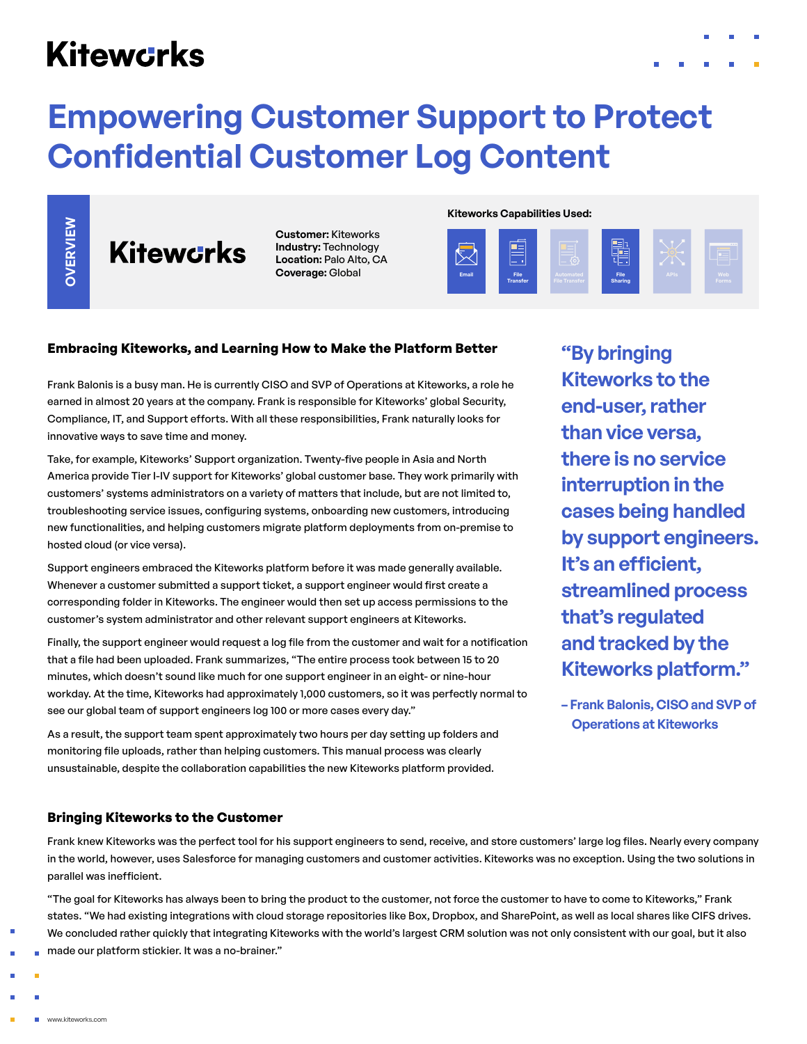# Empowering Customer Support to Protect Confidential Customer Log Content

**OVERVIEW**

Kiteworks

**Customer:** Kiteworks
**Industry:** Technology
**Location:** Palo Alto, CA
**Coverage:** Global

**Kiteworks Capabilities Used:**

Email | File Transfer | Automated File Transfer | File Sharing | APIs | Web Forms

### Embracing Kiteworks, and Learning How to Make the Platform Better

Frank Balonis is a busy man. He is currently CISO and SVP of Operations at Kiteworks, a role he earned in almost 20 years at the company. Frank is responsible for Kiteworks' global Security, Compliance, IT, and Support efforts. With all these responsibilities, Frank naturally looks for innovative ways to save time and money.

Take, for example, Kiteworks' Support organization. Twenty-five people in Asia and North America provide Tier I-IV support for Kiteworks' global customer base. They work primarily with customers' systems administrators on a variety of matters that include, but are not limited to, troubleshooting service issues, configuring systems, onboarding new customers, introducing new functionalities, and helping customers migrate platform deployments from on-premise to hosted cloud (or vice versa).

Support engineers embraced the Kiteworks platform before it was made generally available. Whenever a customer submitted a support ticket, a support engineer would first create a corresponding folder in Kiteworks. The engineer would then set up access permissions to the customer's system administrator and other relevant support engineers at Kiteworks.

Finally, the support engineer would request a log file from the customer and wait for a notification that a file had been uploaded. Frank summarizes, "The entire process took between 15 to 20 minutes, which doesn't sound like much for one support engineer in an eight- or nine-hour workday. At the time, Kiteworks had approximately 1,000 customers, so it was perfectly normal to see our global team of support engineers log 100 or more cases every day."

As a result, the support team spent approximately two hours per day setting up folders and monitoring file uploads, rather than helping customers. This manual process was clearly unsustainable, despite the collaboration capabilities the new Kiteworks platform provided.

> "By bringing Kiteworks to the end-user, rather than vice versa, there is no service interruption in the cases being handled by support engineers. It's an efficient, streamlined process that's regulated and tracked by the Kiteworks platform."
>
> – Frank Balonis, CISO and SVP of Operations at Kiteworks

### Bringing Kiteworks to the Customer

Frank knew Kiteworks was the perfect tool for his support engineers to send, receive, and store customers' large log files. Nearly every company in the world, however, uses Salesforce for managing customers and customer activities. Kiteworks was no exception. Using the two solutions in parallel was inefficient.

"The goal for Kiteworks has always been to bring the product to the customer, not force the customer to have to come to Kiteworks," Frank states. "We had existing integrations with cloud storage repositories like Box, Dropbox, and SharePoint, as well as local shares like CIFS drives. We concluded rather quickly that integrating Kiteworks with the world's largest CRM solution was not only consistent with our goal, but it also made our platform stickier. It was a no-brainer."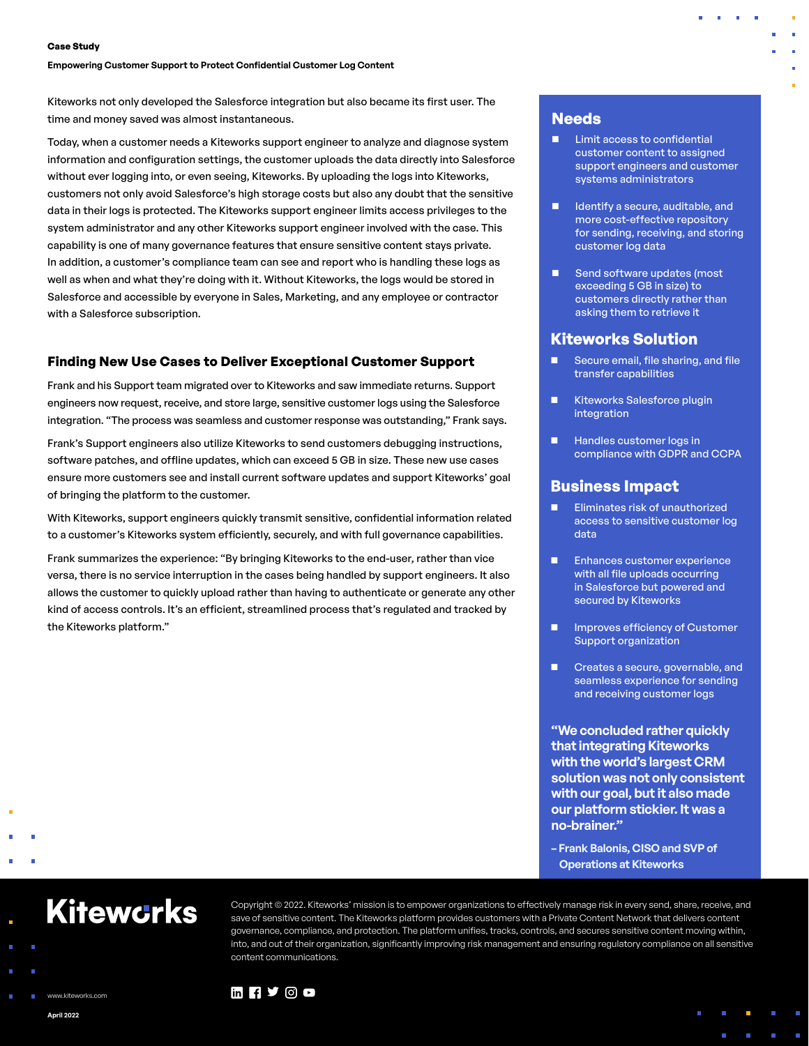Kiteworks not only developed the Salesforce integration but also became its first user. The time and money saved was almost instantaneous.

Today, when a customer needs a Kiteworks support engineer to analyze and diagnose system information and configuration settings, the customer uploads the data directly into Salesforce without ever logging into, or even seeing, Kiteworks. By uploading the logs into Kiteworks, customers not only avoid Salesforce's high storage costs but also any doubt that the sensitive data in their logs is protected. The Kiteworks support engineer limits access privileges to the system administrator and any other Kiteworks support engineer involved with the case. This capability is one of many governance features that ensure sensitive content stays private. In addition, a customer's compliance team can see and report who is handling these logs as well as when and what they're doing with it. Without Kiteworks, the logs would be stored in Salesforce and accessible by everyone in Sales, Marketing, and any employee or contractor with a Salesforce subscription.

## Finding New Use Cases to Deliver Exceptional Customer Support

Frank and his Support team migrated over to Kiteworks and saw immediate returns. Support engineers now request, receive, and store large, sensitive customer logs using the Salesforce integration. "The process was seamless and customer response was outstanding," Frank says.

Frank's Support engineers also utilize Kiteworks to send customers debugging instructions, software patches, and offline updates, which can exceed 5 GB in size. These new use cases ensure more customers see and install current software updates and support Kiteworks' goal of bringing the platform to the customer.

With Kiteworks, support engineers quickly transmit sensitive, confidential information related to a customer's Kiteworks system efficiently, securely, and with full governance capabilities.

Frank summarizes the experience: "By bringing Kiteworks to the end-user, rather than vice versa, there is no service interruption in the cases being handled by support engineers. It also allows the customer to quickly upload rather than having to authenticate or generate any other kind of access controls. It's an efficient, streamlined process that's regulated and tracked by the Kiteworks platform."

## Needs

- Limit access to confidential customer content to assigned support engineers and customer systems administrators
- Identify a secure, auditable, and more cost-effective repository for sending, receiving, and storing customer log data
- Send software updates (most exceeding 5 GB in size) to customers directly rather than asking them to retrieve it

## Kiteworks Solution

- Secure email, file sharing, and file transfer capabilities
- Kiteworks Salesforce plugin integration
- Handles customer logs in compliance with GDPR and CCPA

## Business Impact

- Eliminates risk of unauthorized access to sensitive customer log data
- Enhances customer experience with all file uploads occurring in Salesforce but powered and secured by Kiteworks
- Improves efficiency of Customer Support organization
- Creates a secure, governable, and seamless experience for sending and receiving customer logs

**"We concluded rather quickly that integrating Kiteworks with the world's largest CRM solution was not only consistent with our goal, but it also made our platform stickier. It was a no-brainer."**

**– Frank Balonis, CISO and SVP of Operations at Kiteworks**

Kiteworks

Copyright © 2022. Kiteworks' mission is to empower organizations to effectively manage risk in every send, share, receive, and save of sensitive content. The Kiteworks platform provides customers with a Private Content Network that delivers content governance, compliance, and protection. The platform unifies, tracks, controls, and secures sensitive content moving within, into, and out of their organization, significantly improving risk management and ensuring regulatory compliance on all sensitive content communications.

www.kiteworks.com

April 2022